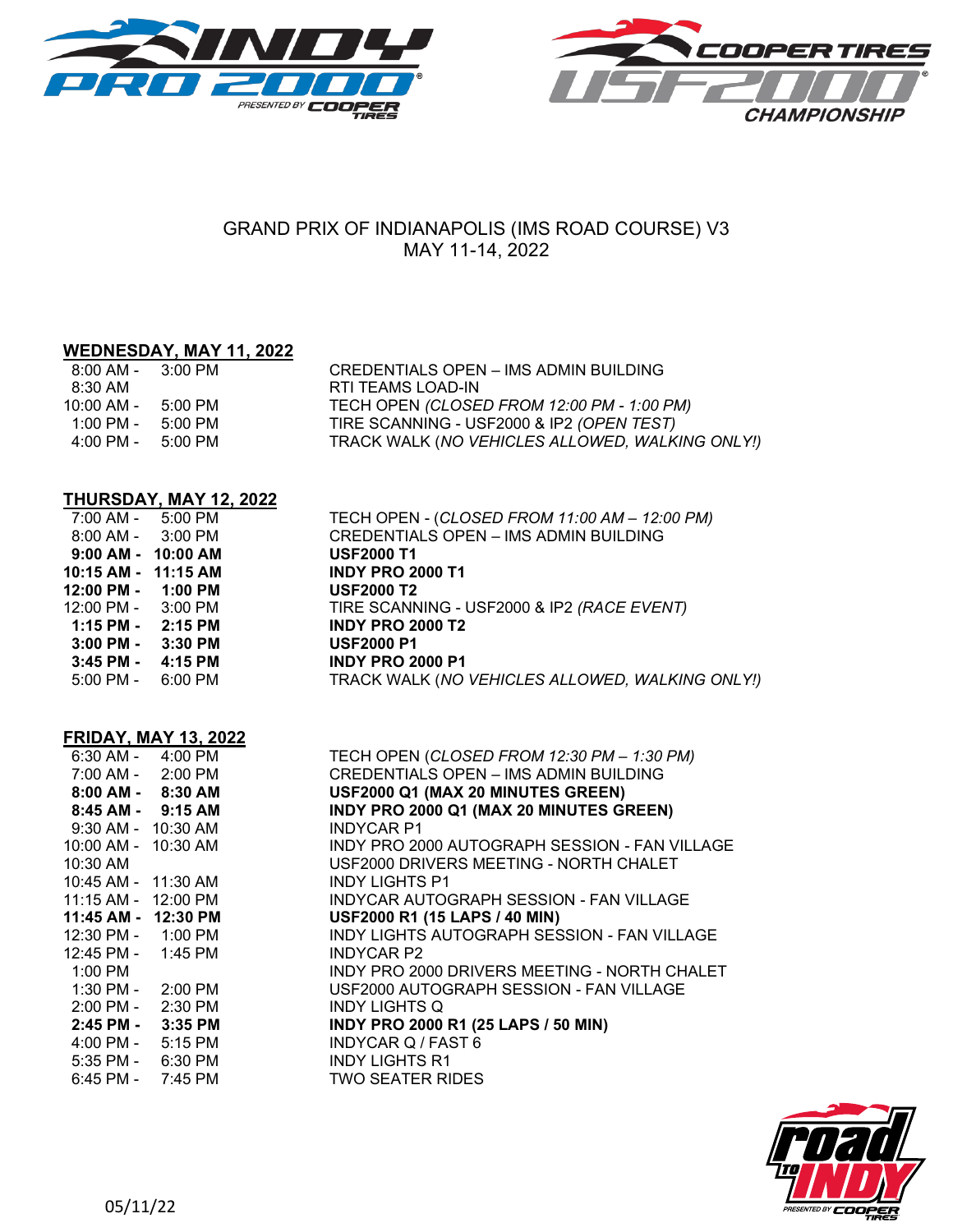GRAND PRIX OF INDIANAPOLIS (IMS ROAD COURSE) V3
MAY 11-14, 2022

## WEDNESDAY, MAY 11, 2022

| | |
|---|---|
| 8:00 AM - 3:00 PM | CREDENTIALS OPEN – IMS ADMIN BUILDING |
| 8:30 AM | RTI TEAMS LOAD-IN |
| 10:00 AM - 5:00 PM | TECH OPEN *(CLOSED FROM 12:00 PM - 1:00 PM)* |
| 1:00 PM - 5:00 PM | TIRE SCANNING - USF2000 & IP2 *(OPEN TEST)* |
| 4:00 PM - 5:00 PM | TRACK WALK (*NO VEHICLES ALLOWED, WALKING ONLY!)* |

## THURSDAY, MAY 12, 2022

| | |
|---|---|
| 7:00 AM - 5:00 PM | TECH OPEN - (*CLOSED FROM 11:00 AM – 12:00 PM)* |
| 8:00 AM - 3:00 PM | CREDENTIALS OPEN – IMS ADMIN BUILDING |
| **9:00 AM - 10:00 AM** | **USF2000 T1** |
| **10:15 AM - 11:15 AM** | **INDY PRO 2000 T1** |
| **12:00 PM - 1:00 PM** | **USF2000 T2** |
| 12:00 PM - 3:00 PM | TIRE SCANNING - USF2000 & IP2 *(RACE EVENT)* |
| **1:15 PM - 2:15 PM** | **INDY PRO 2000 T2** |
| **3:00 PM - 3:30 PM** | **USF2000 P1** |
| **3:45 PM - 4:15 PM** | **INDY PRO 2000 P1** |
| 5:00 PM - 6:00 PM | TRACK WALK (*NO VEHICLES ALLOWED, WALKING ONLY!)* |

## FRIDAY, MAY 13, 2022

| | |
|---|---|
| 6:30 AM - 4:00 PM | TECH OPEN (*CLOSED FROM 12:30 PM – 1:30 PM)* |
| 7:00 AM - 2:00 PM | CREDENTIALS OPEN – IMS ADMIN BUILDING |
| **8:00 AM - 8:30 AM** | **USF2000 Q1 (MAX 20 MINUTES GREEN)** |
| **8:45 AM - 9:15 AM** | **INDY PRO 2000 Q1 (MAX 20 MINUTES GREEN)** |
| 9:30 AM - 10:30 AM | INDYCAR P1 |
| 10:00 AM - 10:30 AM | INDY PRO 2000 AUTOGRAPH SESSION - FAN VILLAGE |
| 10:30 AM | USF2000 DRIVERS MEETING - NORTH CHALET |
| 10:45 AM - 11:30 AM | INDY LIGHTS P1 |
| 11:15 AM - 12:00 PM | INDYCAR AUTOGRAPH SESSION - FAN VILLAGE |
| **11:45 AM - 12:30 PM** | **USF2000 R1 (15 LAPS / 40 MIN)** |
| 12:30 PM - 1:00 PM | INDY LIGHTS AUTOGRAPH SESSION - FAN VILLAGE |
| 12:45 PM - 1:45 PM | INDYCAR P2 |
| 1:00 PM | INDY PRO 2000 DRIVERS MEETING - NORTH CHALET |
| 1:30 PM - 2:00 PM | USF2000 AUTOGRAPH SESSION - FAN VILLAGE |
| 2:00 PM - 2:30 PM | INDY LIGHTS Q |
| **2:45 PM - 3:35 PM** | **INDY PRO 2000 R1 (25 LAPS / 50 MIN)** |
| 4:00 PM - 5:15 PM | INDYCAR Q / FAST 6 |
| 5:35 PM - 6:30 PM | INDY LIGHTS R1 |
| 6:45 PM - 7:45 PM | TWO SEATER RIDES |

05/11/22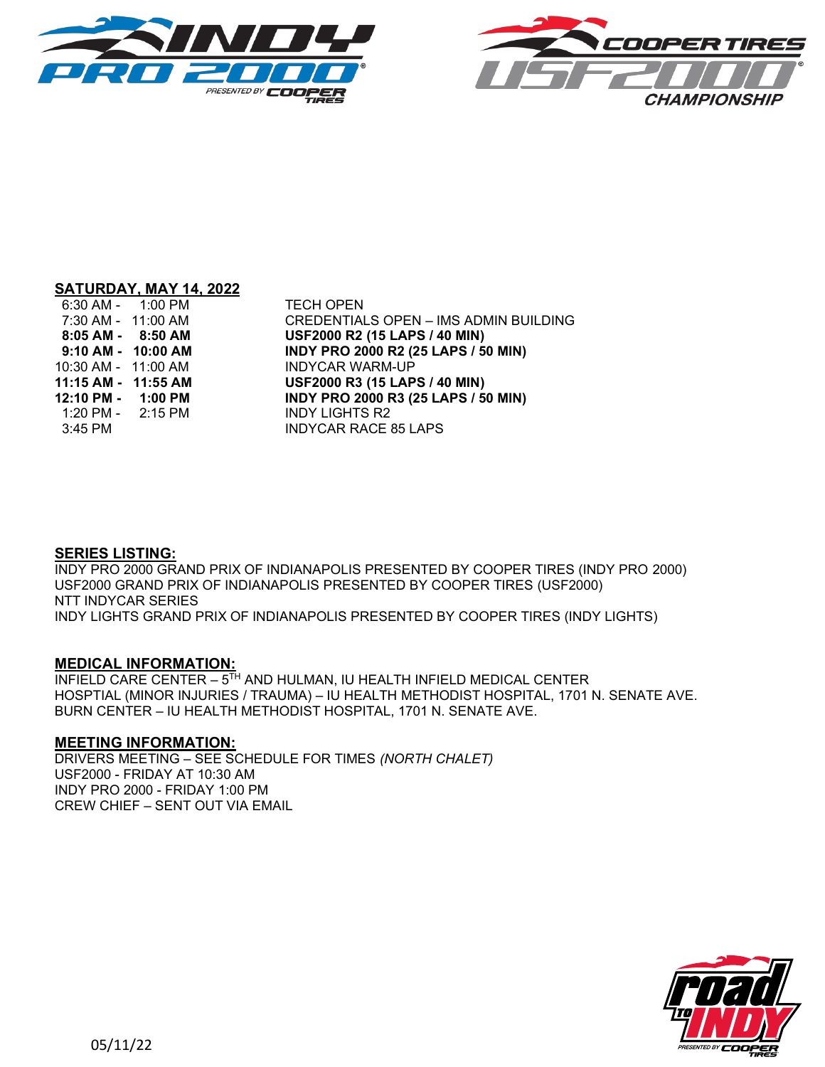## SATURDAY, MAY 14, 2022

| | |
|---|---|
| 6:30 AM - 1:00 PM | TECH OPEN |
| 7:30 AM - 11:00 AM | CREDENTIALS OPEN – IMS ADMIN BUILDING |
| **8:05 AM - 8:50 AM** | **USF2000 R2 (15 LAPS / 40 MIN)** |
| **9:10 AM - 10:00 AM** | **INDY PRO 2000 R2 (25 LAPS / 50 MIN)** |
| 10:30 AM - 11:00 AM | INDYCAR WARM-UP |
| **11:15 AM - 11:55 AM** | **USF2000 R3 (15 LAPS / 40 MIN)** |
| **12:10 PM - 1:00 PM** | **INDY PRO 2000 R3 (25 LAPS / 50 MIN)** |
| 1:20 PM - 2:15 PM | INDY LIGHTS R2 |
| 3:45 PM | INDYCAR RACE 85 LAPS |

## SERIES LISTING:

INDY PRO 2000 GRAND PRIX OF INDIANAPOLIS PRESENTED BY COOPER TIRES (INDY PRO 2000)
USF2000 GRAND PRIX OF INDIANAPOLIS PRESENTED BY COOPER TIRES (USF2000)
NTT INDYCAR SERIES
INDY LIGHTS GRAND PRIX OF INDIANAPOLIS PRESENTED BY COOPER TIRES (INDY LIGHTS)

## MEDICAL INFORMATION:

INFIELD CARE CENTER – 5TH AND HULMAN, IU HEALTH INFIELD MEDICAL CENTER
HOSPTIAL (MINOR INJURIES / TRAUMA) – IU HEALTH METHODIST HOSPITAL, 1701 N. SENATE AVE.
BURN CENTER – IU HEALTH METHODIST HOSPITAL, 1701 N. SENATE AVE.

## MEETING INFORMATION:

DRIVERS MEETING – SEE SCHEDULE FOR TIMES *(NORTH CHALET)*
USF2000 - FRIDAY AT 10:30 AM
INDY PRO 2000 - FRIDAY 1:00 PM
CREW CHIEF – SENT OUT VIA EMAIL

05/11/22